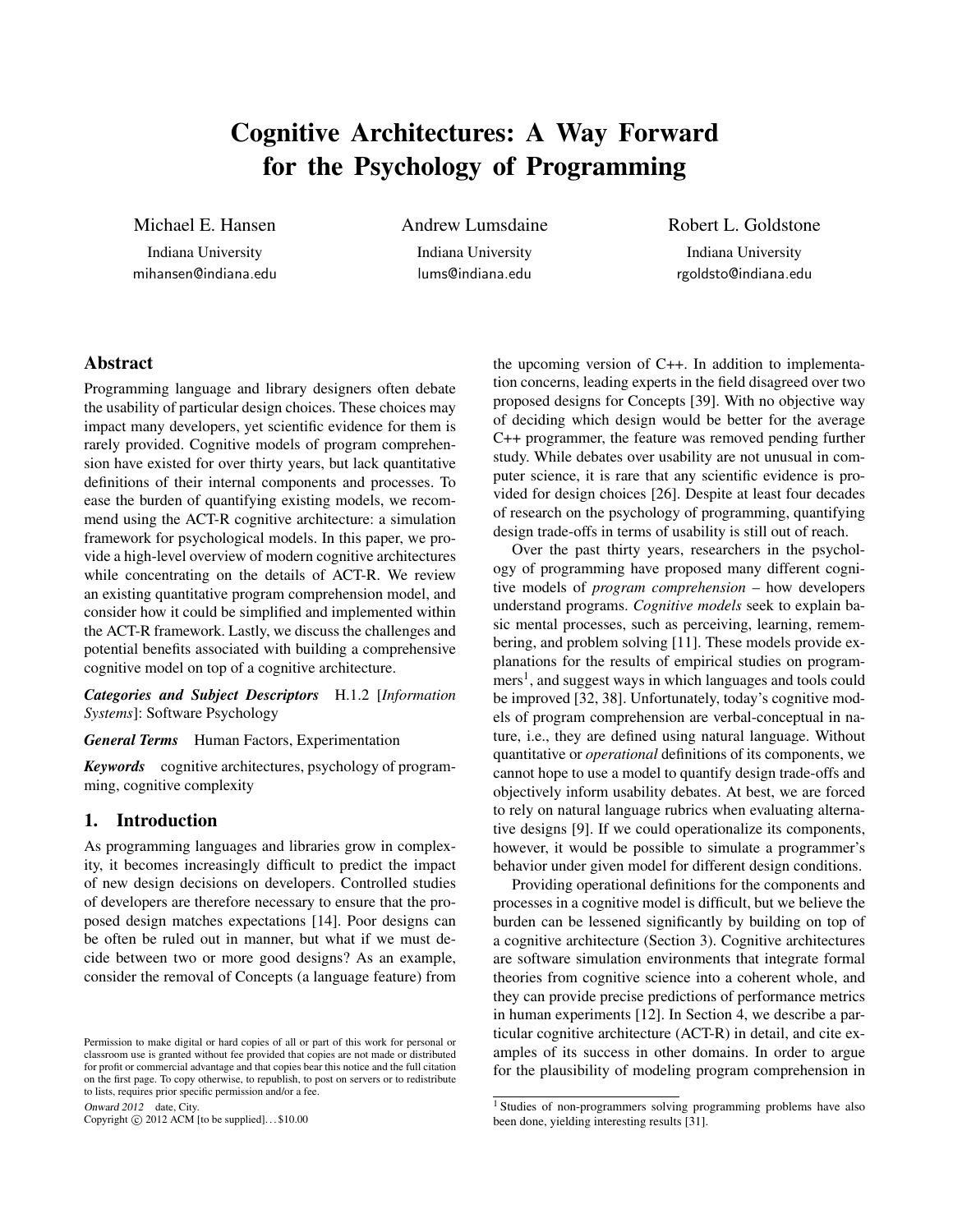# Cognitive Architectures: A Way Forward for the Psychology of Programming

Michael E. Hansen
Indiana University
mihansen@indiana.edu

Andrew Lumsdaine
Indiana University
lums@indiana.edu

Robert L. Goldstone
Indiana University
rgoldsto@indiana.edu

## Abstract

Programming language and library designers often debate the usability of particular design choices. These choices may impact many developers, yet scientific evidence for them is rarely provided. Cognitive models of program comprehension have existed for over thirty years, but lack quantitative definitions of their internal components and processes. To ease the burden of quantifying existing models, we recommend using the ACT-R cognitive architecture: a simulation framework for psychological models. In this paper, we provide a high-level overview of modern cognitive architectures while concentrating on the details of ACT-R. We review an existing quantitative program comprehension model, and consider how it could be simplified and implemented within the ACT-R framework. Lastly, we discuss the challenges and potential benefits associated with building a comprehensive cognitive model on top of a cognitive architecture.

***Categories and Subject Descriptors*** H.1.2 [*Information Systems*]: Software Psychology

***General Terms*** Human Factors, Experimentation

***Keywords*** cognitive architectures, psychology of programming, cognitive complexity

## 1. Introduction

As programming languages and libraries grow in complexity, it becomes increasingly difficult to predict the impact of new design decisions on developers. Controlled studies of developers are therefore necessary to ensure that the proposed design matches expectations [14]. Poor designs can be often be ruled out in manner, but what if we must decide between two or more good designs? As an example, consider the removal of Concepts (a language feature) from the upcoming version of C++. In addition to implementation concerns, leading experts in the field disagreed over two proposed designs for Concepts [39]. With no objective way of deciding which design would be better for the average C++ programmer, the feature was removed pending further study. While debates over usability are not unusual in computer science, it is rare that any scientific evidence is provided for design choices [26]. Despite at least four decades of research on the psychology of programming, quantifying design trade-offs in terms of usability is still out of reach.

Over the past thirty years, researchers in the psychology of programming have proposed many different cognitive models of *program comprehension* – how developers understand programs. *Cognitive models* seek to explain basic mental processes, such as perceiving, learning, remembering, and problem solving [11]. These models provide explanations for the results of empirical studies on programmers[1], and suggest ways in which languages and tools could be improved [32, 38]. Unfortunately, today's cognitive models of program comprehension are verbal-conceptual in nature, i.e., they are defined using natural language. Without quantitative or *operational* definitions of its components, we cannot hope to use a model to quantify design trade-offs and objectively inform usability debates. At best, we are forced to rely on natural language rubrics when evaluating alternative designs [9]. If we could operationalize its components, however, it would be possible to simulate a programmer's behavior under given model for different design conditions.

Providing operational definitions for the components and processes in a cognitive model is difficult, but we believe the burden can be lessened significantly by building on top of a cognitive architecture (Section 3). Cognitive architectures are software simulation environments that integrate formal theories from cognitive science into a coherent whole, and they can provide precise predictions of performance metrics in human experiments [12]. In Section 4, we describe a particular cognitive architecture (ACT-R) in detail, and cite examples of its success in other domains. In order to argue for the plausibility of modeling program comprehension in

[1] Studies of non-programmers solving programming problems have also been done, yielding interesting results [31].

Permission to make digital or hard copies of all or part of this work for personal or classroom use is granted without fee provided that copies are not made or distributed for profit or commercial advantage and that copies bear this notice and the full citation on the first page. To copy otherwise, to republish, to post on servers or to redistribute to lists, requires prior specific permission and/or a fee.

*Onward 2012* date, City.
Copyright © 2012 ACM [to be supplied]...$10.00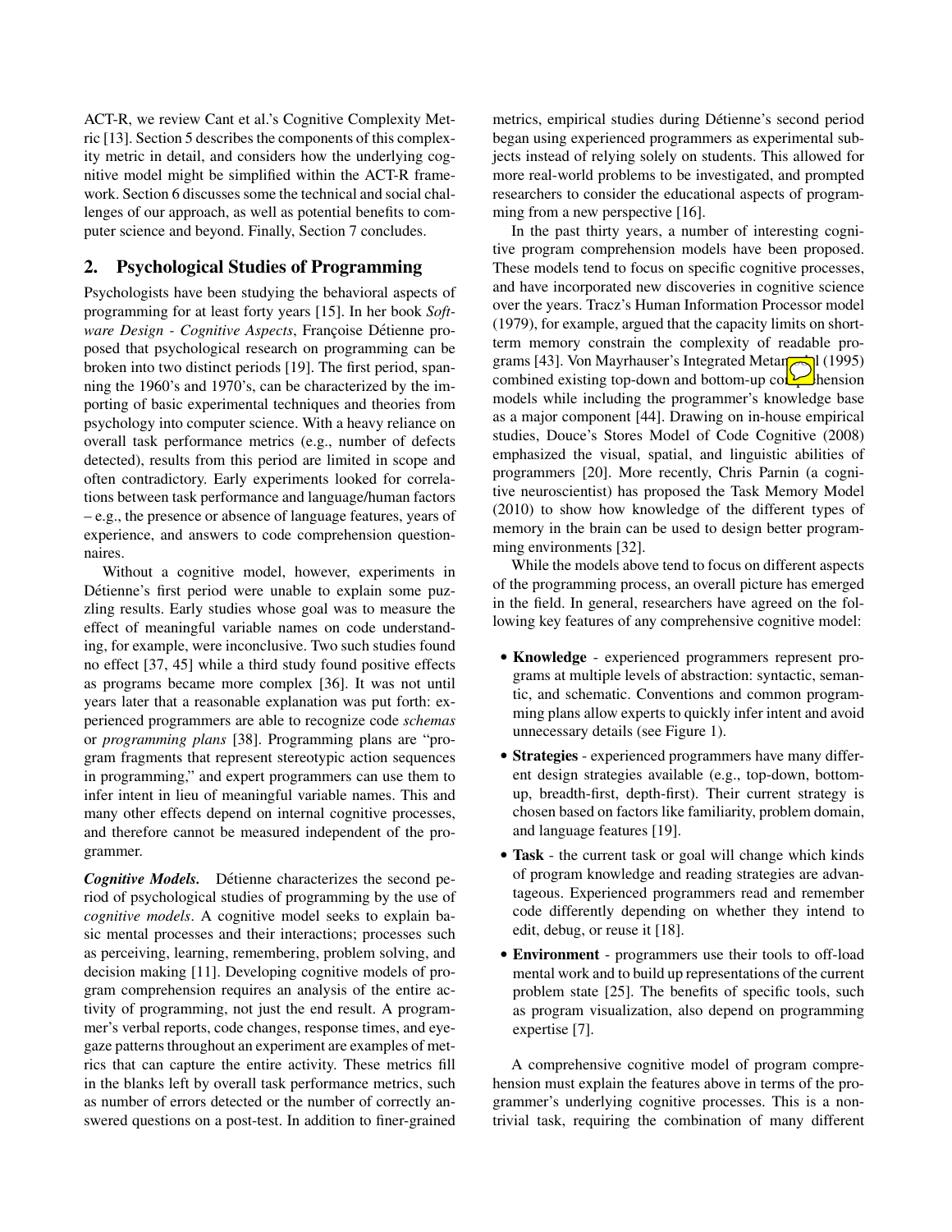ACT-R, we review Cant et al.'s Cognitive Complexity Metric [13]. Section 5 describes the components of this complexity metric in detail, and considers how the underlying cognitive model might be simplified within the ACT-R framework. Section 6 discusses some the technical and social challenges of our approach, as well as potential benefits to computer science and beyond. Finally, Section 7 concludes.

## 2. Psychological Studies of Programming

Psychologists have been studying the behavioral aspects of programming for at least forty years [15]. In her book *Software Design - Cognitive Aspects*, Françoise Détienne proposed that psychological research on programming can be broken into two distinct periods [19]. The first period, spanning the 1960's and 1970's, can be characterized by the importing of basic experimental techniques and theories from psychology into computer science. With a heavy reliance on overall task performance metrics (e.g., number of defects detected), results from this period are limited in scope and often contradictory. Early experiments looked for correlations between task performance and language/human factors – e.g., the presence or absence of language features, years of experience, and answers to code comprehension questionnaires.

Without a cognitive model, however, experiments in Détienne's first period were unable to explain some puzzling results. Early studies whose goal was to measure the effect of meaningful variable names on code understanding, for example, were inconclusive. Two such studies found no effect [37, 45] while a third study found positive effects as programs became more complex [36]. It was not until years later that a reasonable explanation was put forth: experienced programmers are able to recognize code *schemas* or *programming plans* [38]. Programming plans are "program fragments that represent stereotypic action sequences in programming," and expert programmers can use them to infer intent in lieu of meaningful variable names. This and many other effects depend on internal cognitive processes, and therefore cannot be measured independent of the programmer.

***Cognitive Models.*** Détienne characterizes the second period of psychological studies of programming by the use of *cognitive models*. A cognitive model seeks to explain basic mental processes and their interactions; processes such as perceiving, learning, remembering, problem solving, and decision making [11]. Developing cognitive models of program comprehension requires an analysis of the entire activity of programming, not just the end result. A programmer's verbal reports, code changes, response times, and eye-gaze patterns throughout an experiment are examples of metrics that can capture the entire activity. These metrics fill in the blanks left by overall task performance metrics, such as number of errors detected or the number of correctly answered questions on a post-test. In addition to finer-grained metrics, empirical studies during Détienne's second period began using experienced programmers as experimental subjects instead of relying solely on students. This allowed for more real-world problems to be investigated, and prompted researchers to consider the educational aspects of programming from a new perspective [16].

In the past thirty years, a number of interesting cognitive program comprehension models have been proposed. These models tend to focus on specific cognitive processes, and have incorporated new discoveries in cognitive science over the years. Tracz's Human Information Processor model (1979), for example, argued that the capacity limits on short-term memory constrain the complexity of readable programs [43]. Von Mayrhauser's Integrated Metamodel (1995) combined existing top-down and bottom-up comprehension models while including the programmer's knowledge base as a major component [44]. Drawing on in-house empirical studies, Douce's Stores Model of Code Cognitive (2008) emphasized the visual, spatial, and linguistic abilities of programmers [20]. More recently, Chris Parnin (a cognitive neuroscientist) has proposed the Task Memory Model (2010) to show how knowledge of the different types of memory in the brain can be used to design better programming environments [32].

While the models above tend to focus on different aspects of the programming process, an overall picture has emerged in the field. In general, researchers have agreed on the following key features of any comprehensive cognitive model:

- **Knowledge** - experienced programmers represent programs at multiple levels of abstraction: syntactic, semantic, and schematic. Conventions and common programming plans allow experts to quickly infer intent and avoid unnecessary details (see Figure 1).
- **Strategies** - experienced programmers have many different design strategies available (e.g., top-down, bottom-up, breadth-first, depth-first). Their current strategy is chosen based on factors like familiarity, problem domain, and language features [19].
- **Task** - the current task or goal will change which kinds of program knowledge and reading strategies are advantageous. Experienced programmers read and remember code differently depending on whether they intend to edit, debug, or reuse it [18].
- **Environment** - programmers use their tools to off-load mental work and to build up representations of the current problem state [25]. The benefits of specific tools, such as program visualization, also depend on programming expertise [7].

A comprehensive cognitive model of program comprehension must explain the features above in terms of the programmer's underlying cognitive processes. This is a non-trivial task, requiring the combination of many different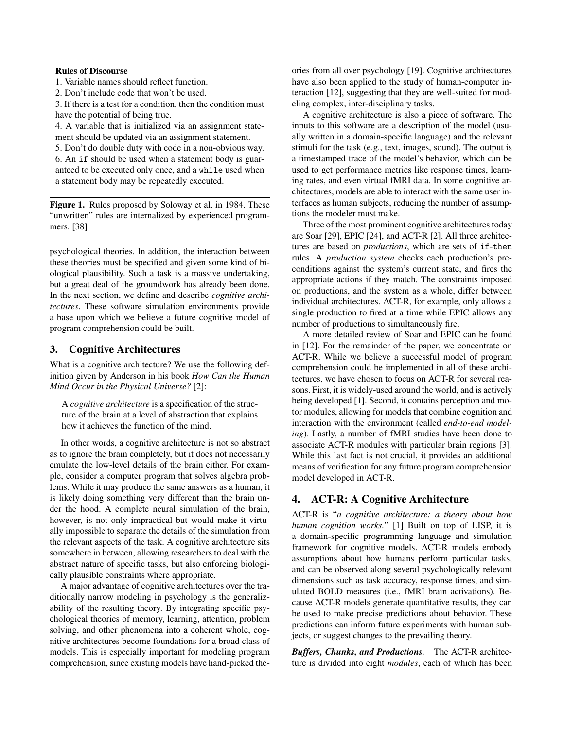**Rules of Discourse**

1. Variable names should reflect function.
2. Don't include code that won't be used.
3. If there is a test for a condition, then the condition must have the potential of being true.
4. A variable that is initialized via an assignment statement should be updated via an assignment statement.
5. Don't do double duty with code in a non-obvious way.
6. An `if` should be used when a statement body is guaranteed to be executed only once, and a `while` used when a statement body may be repeatedly executed.

**Figure 1.** Rules proposed by Soloway et al. in 1984. These "unwritten" rules are internalized by experienced programmers. [38]

psychological theories. In addition, the interaction between these theories must be specified and given some kind of biological plausibility. Such a task is a massive undertaking, but a great deal of the groundwork has already been done. In the next section, we define and describe *cognitive architectures*. These software simulation environments provide a base upon which we believe a future cognitive model of program comprehension could be built.

## 3. Cognitive Architectures

What is a cognitive architecture? We use the following definition given by Anderson in his book *How Can the Human Mind Occur in the Physical Universe?* [2]:

> A *cognitive architecture* is a specification of the structure of the brain at a level of abstraction that explains how it achieves the function of the mind.

In other words, a cognitive architecture is not so abstract as to ignore the brain completely, but it does not necessarily emulate the low-level details of the brain either. For example, consider a computer program that solves algebra problems. While it may produce the same answers as a human, it is likely doing something very different than the brain under the hood. A complete neural simulation of the brain, however, is not only impractical but would make it virtually impossible to separate the details of the simulation from the relevant aspects of the task. A cognitive architecture sits somewhere in between, allowing researchers to deal with the abstract nature of specific tasks, but also enforcing biologically plausible constraints where appropriate.

A major advantage of cognitive architectures over the traditionally narrow modeling in psychology is the generalizability of the resulting theory. By integrating specific psychological theories of memory, learning, attention, problem solving, and other phenomena into a coherent whole, cognitive architectures become foundations for a broad class of models. This is especially important for modeling program comprehension, since existing models have hand-picked theories from all over psychology [19]. Cognitive architectures have also been applied to the study of human-computer interaction [12], suggesting that they are well-suited for modeling complex, inter-disciplinary tasks.

A cognitive architecture is also a piece of software. The inputs to this software are a description of the model (usually written in a domain-specific language) and the relevant stimuli for the task (e.g., text, images, sound). The output is a timestamped trace of the model's behavior, which can be used to get performance metrics like response times, learning rates, and even virtual fMRI data. In some cognitive architectures, models are able to interact with the same user interfaces as human subjects, reducing the number of assumptions the modeler must make.

Three of the most prominent cognitive architectures today are Soar [29], EPIC [24], and ACT-R [2]. All three architectures are based on *productions*, which are sets of `if-then` rules. A *production system* checks each production's preconditions against the system's current state, and fires the appropriate actions if they match. The constraints imposed on productions, and the system as a whole, differ between individual architectures. ACT-R, for example, only allows a single production to fired at a time while EPIC allows any number of productions to simultaneously fire.

A more detailed review of Soar and EPIC can be found in [12]. For the remainder of the paper, we concentrate on ACT-R. While we believe a successful model of program comprehension could be implemented in all of these architectures, we have chosen to focus on ACT-R for several reasons. First, it is widely-used around the world, and is actively being developed [1]. Second, it contains perception and motor modules, allowing for models that combine cognition and interaction with the environment (called *end-to-end modeling*). Lastly, a number of fMRI studies have been done to associate ACT-R modules with particular brain regions [3]. While this last fact is not crucial, it provides an additional means of verification for any future program comprehension model developed in ACT-R.

## 4. ACT-R: A Cognitive Architecture

ACT-R is "*a cognitive architecture: a theory about how human cognition works.*" [1] Built on top of LISP, it is a domain-specific programming language and simulation framework for cognitive models. ACT-R models embody assumptions about how humans perform particular tasks, and can be observed along several psychologically relevant dimensions such as task accuracy, response times, and simulated BOLD measures (i.e., fMRI brain activations). Because ACT-R models generate quantitative results, they can be used to make precise predictions about behavior. These predictions can inform future experiments with human subjects, or suggest changes to the prevailing theory.

***Buffers, Chunks, and Productions.*** The ACT-R architecture is divided into eight *modules*, each of which has been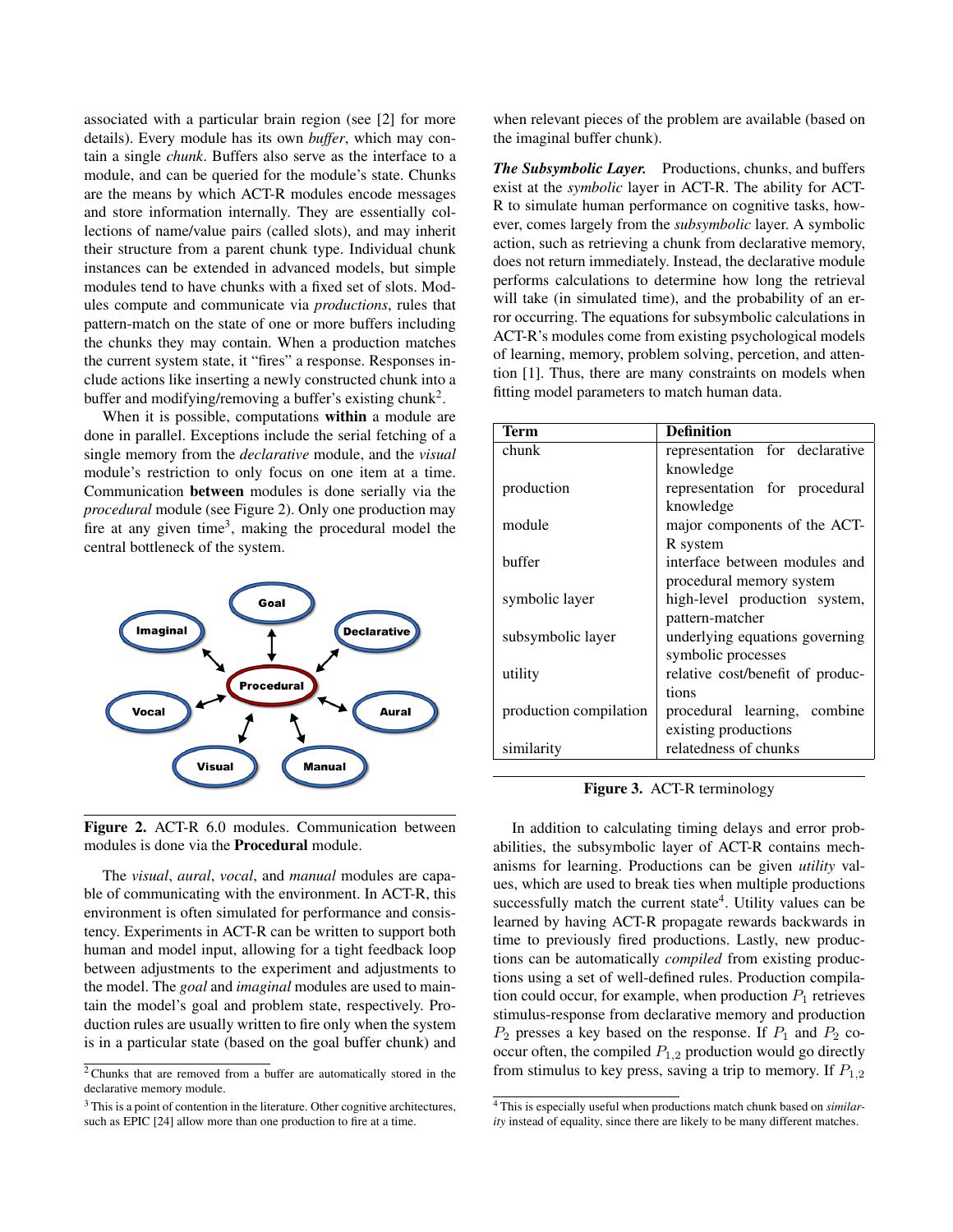associated with a particular brain region (see [2] for more details). Every module has its own *buffer*, which may contain a single *chunk*. Buffers also serve as the interface to a module, and can be queried for the module's state. Chunks are the means by which ACT-R modules encode messages and store information internally. They are essentially collections of name/value pairs (called slots), and may inherit their structure from a parent chunk type. Individual chunk instances can be extended in advanced models, but simple modules tend to have chunks with a fixed set of slots. Modules compute and communicate via *productions*, rules that pattern-match on the state of one or more buffers including the chunks they may contain. When a production matches the current system state, it "fires" a response. Responses include actions like inserting a newly constructed chunk into a buffer and modifying/removing a buffer's existing chunk[2].

When it is possible, computations **within** a module are done in parallel. Exceptions include the serial fetching of a single memory from the *declarative* module, and the *visual* module's restriction to only focus on one item at a time. Communication **between** modules is done serially via the *procedural* module (see Figure 2). Only one production may fire at any given time[3], making the procedural model the central bottleneck of the system.

**Figure 2.** ACT-R 6.0 modules. Communication between modules is done via the **Procedural** module.

The *visual*, *aural*, *vocal*, and *manual* modules are capable of communicating with the environment. In ACT-R, this environment is often simulated for performance and consistency. Experiments in ACT-R can be written to support both human and model input, allowing for a tight feedback loop between adjustments to the experiment and adjustments to the model. The *goal* and *imaginal* modules are used to maintain the model's goal and problem state, respectively. Production rules are usually written to fire only when the system is in a particular state (based on the goal buffer chunk) and when relevant pieces of the problem are available (based on the imaginal buffer chunk).

***The Subsymbolic Layer.*** Productions, chunks, and buffers exist at the *symbolic* layer in ACT-R. The ability for ACT-R to simulate human performance on cognitive tasks, however, comes largely from the *subsymbolic* layer. A symbolic action, such as retrieving a chunk from declarative memory, does not return immediately. Instead, the declarative module performs calculations to determine how long the retrieval will take (in simulated time), and the probability of an error occurring. The equations for subsymbolic calculations in ACT-R's modules come from existing psychological models of learning, memory, problem solving, percetion, and attention [1]. Thus, there are many constraints on models when fitting model parameters to match human data.

| Term | Definition |
|---|---|
| chunk | representation for declarative knowledge |
| production | representation for procedural knowledge |
| module | major components of the ACT-R system |
| buffer | interface between modules and procedural memory system |
| symbolic layer | high-level production system, pattern-matcher |
| subsymbolic layer | underlying equations governing symbolic processes |
| utility | relative cost/benefit of productions |
| production compilation | procedural learning, combine existing productions |
| similarity | relatedness of chunks |

**Figure 3.** ACT-R terminology

In addition to calculating timing delays and error probabilities, the subsymbolic layer of ACT-R contains mechanisms for learning. Productions can be given *utility* values, which are used to break ties when multiple productions successfully match the current state[4]. Utility values can be learned by having ACT-R propagate rewards backwards in time to previously fired productions. Lastly, new productions can be automatically *compiled* from existing productions using a set of well-defined rules. Production compilation could occur, for example, when production $P_1$ retrieves stimulus-response from declarative memory and production $P_2$ presses a key based on the response. If $P_1$ and $P_2$ co-occur often, the compiled $P_{1,2}$ production would go directly from stimulus to key press, saving a trip to memory. If $P_{1,2}$

[2] Chunks that are removed from a buffer are automatically stored in the declarative memory module.

[3] This is a point of contention in the literature. Other cognitive architectures, such as EPIC [24] allow more than one production to fire at a time.

[4] This is especially useful when productions match chunk based on *similarity* instead of equality, since there are likely to be many different matches.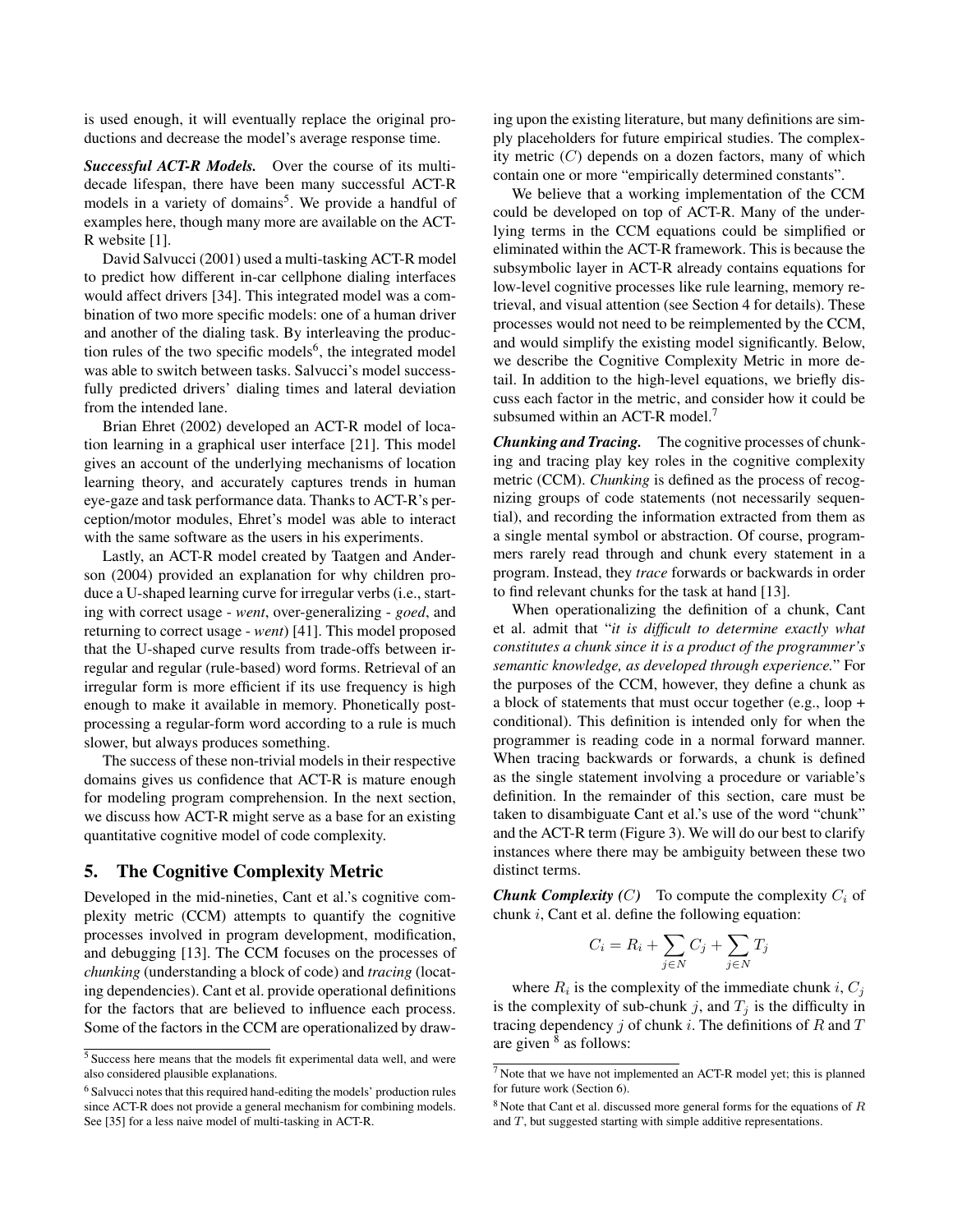is used enough, it will eventually replace the original productions and decrease the model's average response time.

***Successful ACT-R Models.*** Over the course of its multi-decade lifespan, there have been many successful ACT-R models in a variety of domains[5]. We provide a handful of examples here, though many more are available on the ACT-R website [1].

David Salvucci (2001) used a multi-tasking ACT-R model to predict how different in-car cellphone dialing interfaces would affect drivers [34]. This integrated model was a combination of two more specific models: one of a human driver and another of the dialing task. By interleaving the production rules of the two specific models[6], the integrated model was able to switch between tasks. Salvucci's model successfully predicted drivers' dialing times and lateral deviation from the intended lane.

Brian Ehret (2002) developed an ACT-R model of location learning in a graphical user interface [21]. This model gives an account of the underlying mechanisms of location learning theory, and accurately captures trends in human eye-gaze and task performance data. Thanks to ACT-R's perception/motor modules, Ehret's model was able to interact with the same software as the users in his experiments.

Lastly, an ACT-R model created by Taatgen and Anderson (2004) provided an explanation for why children produce a U-shaped learning curve for irregular verbs (i.e., starting with correct usage - *went*, over-generalizing - *goed*, and returning to correct usage - *went*) [41]. This model proposed that the U-shaped curve results from trade-offs between irregular and regular (rule-based) word forms. Retrieval of an irregular form is more efficient if its use frequency is high enough to make it available in memory. Phonetically post-processing a regular-form word according to a rule is much slower, but always produces something.

The success of these non-trivial models in their respective domains gives us confidence that ACT-R is mature enough for modeling program comprehension. In the next section, we discuss how ACT-R might serve as a base for an existing quantitative cognitive model of code complexity.

## 5. The Cognitive Complexity Metric

Developed in the mid-nineties, Cant et al.'s cognitive complexity metric (CCM) attempts to quantify the cognitive processes involved in program development, modification, and debugging [13]. The CCM focuses on the processes of *chunking* (understanding a block of code) and *tracing* (locating dependencies). Cant et al. provide operational definitions for the factors that are believed to influence each process. Some of the factors in the CCM are operationalized by drawing upon the existing literature, but many definitions are simply placeholders for future empirical studies. The complexity metric ($C$) depends on a dozen factors, many of which contain one or more "empirically determined constants".

We believe that a working implementation of the CCM could be developed on top of ACT-R. Many of the underlying terms in the CCM equations could be simplified or eliminated within the ACT-R framework. This is because the subsymbolic layer in ACT-R already contains equations for low-level cognitive processes like rule learning, memory retrieval, and visual attention (see Section 4 for details). These processes would not need to be reimplemented by the CCM, and would simplify the existing model significantly. Below, we describe the Cognitive Complexity Metric in more detail. In addition to the high-level equations, we briefly discuss each factor in the metric, and consider how it could be subsumed within an ACT-R model.[7]

***Chunking and Tracing.*** The cognitive processes of chunking and tracing play key roles in the cognitive complexity metric (CCM). *Chunking* is defined as the process of recognizing groups of code statements (not necessarily sequential), and recording the information extracted from them as a single mental symbol or abstraction. Of course, programmers rarely read through and chunk every statement in a program. Instead, they *trace* forwards or backwards in order to find relevant chunks for the task at hand [13].

When operationalizing the definition of a chunk, Cant et al. admit that "*it is difficult to determine exactly what constitutes a chunk since it is a product of the programmer's semantic knowledge, as developed through experience.*" For the purposes of the CCM, however, they define a chunk as a block of statements that must occur together (e.g., loop + conditional). This definition is intended only for when the programmer is reading code in a normal forward manner. When tracing backwards or forwards, a chunk is defined as the single statement involving a procedure or variable's definition. In the remainder of this section, care must be taken to disambiguate Cant et al.'s use of the word "chunk" and the ACT-R term (Figure 3). We will do our best to clarify instances where there may be ambiguity between these two distinct terms.

***Chunk Complexity ($C$)*** To compute the complexity $C_i$ of chunk $i$, Cant et al. define the following equation:

$$C_i = R_i + \sum_{j \in N} C_j + \sum_{j \in N} T_j$$

where $R_i$ is the complexity of the immediate chunk $i$, $C_j$ is the complexity of sub-chunk $j$, and $T_j$ is the difficulty in tracing dependency $j$ of chunk $i$. The definitions of $R$ and $T$ are given [8] as follows:

---

[5] Success here means that the models fit experimental data well, and were also considered plausible explanations.

[6] Salvucci notes that this required hand-editing the models' production rules since ACT-R does not provide a general mechanism for combining models. See [35] for a less naive model of multi-tasking in ACT-R.

[7] Note that we have not implemented an ACT-R model yet; this is planned for future work (Section 6).

[8] Note that Cant et al. discussed more general forms for the equations of $R$ and $T$, but suggested starting with simple additive representations.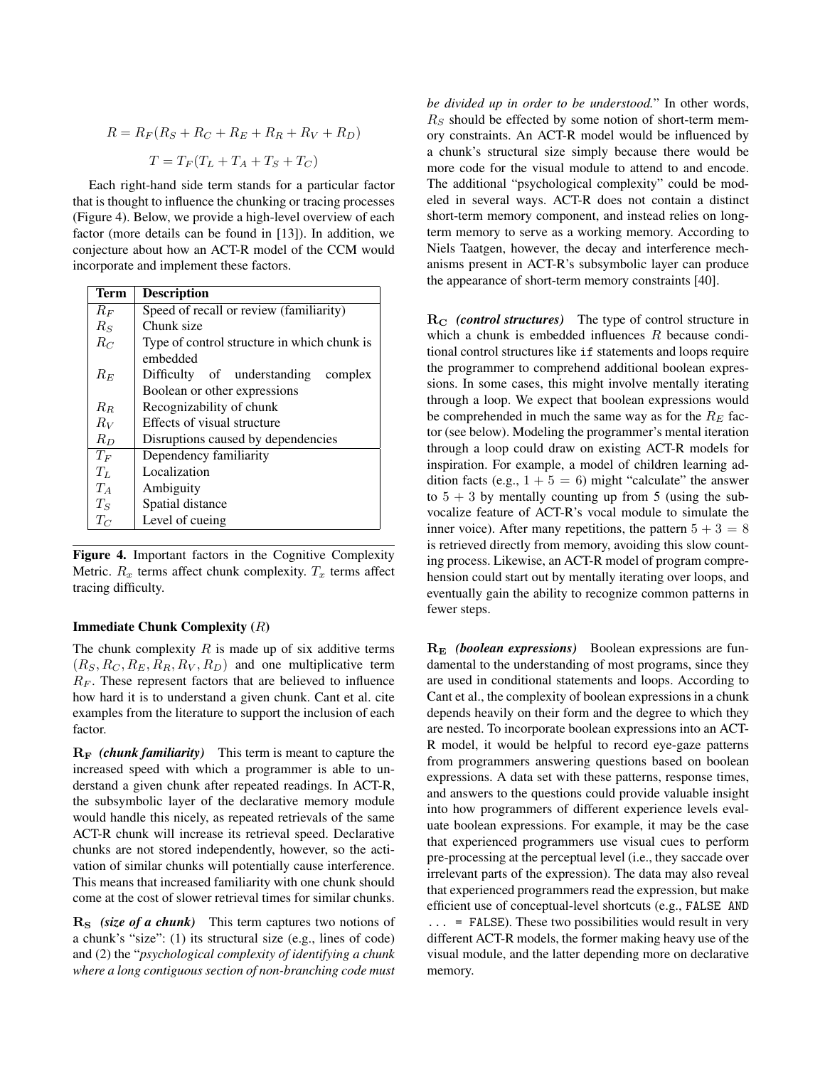$$R = R_F(R_S + R_C + R_E + R_R + R_V + R_D)$$

$$T = T_F(T_L + T_A + T_S + T_C)$$

Each right-hand side term stands for a particular factor that is thought to influence the chunking or tracing processes (Figure 4). Below, we provide a high-level overview of each factor (more details can be found in [13]). In addition, we conjecture about how an ACT-R model of the CCM would incorporate and implement these factors.

| Term | Description |
|---|---|
| $R_F$ | Speed of recall or review (familiarity) |
| $R_S$ | Chunk size |
| $R_C$ | Type of control structure in which chunk is embedded |
| $R_E$ | Difficulty of understanding complex Boolean or other expressions |
| $R_R$ | Recognizability of chunk |
| $R_V$ | Effects of visual structure |
| $R_D$ | Disruptions caused by dependencies |
| $T_F$ | Dependency familiarity |
| $T_L$ | Localization |
| $T_A$ | Ambiguity |
| $T_S$ | Spatial distance |
| $T_C$ | Level of cueing |

**Figure 4.** Important factors in the Cognitive Complexity Metric. $R_x$ terms affect chunk complexity. $T_x$ terms affect tracing difficulty.

### Immediate Chunk Complexity ($R$)

The chunk complexity $R$ is made up of six additive terms ($R_S, R_C, R_E, R_R, R_V, R_D$) and one multiplicative term $R_F$. These represent factors that are believed to influence how hard it is to understand a given chunk. Cant et al. cite examples from the literature to support the inclusion of each factor.

$\mathbf{R_F}$ ***(chunk familiarity)*** This term is meant to capture the increased speed with which a programmer is able to understand a given chunk after repeated readings. In ACT-R, the subsymbolic layer of the declarative memory module would handle this nicely, as repeated retrievals of the same ACT-R chunk will increase its retrieval speed. Declarative chunks are not stored independently, however, so the activation of similar chunks will potentially cause interference. This means that increased familiarity with one chunk should come at the cost of slower retrieval times for similar chunks.

$\mathbf{R_S}$ ***(size of a chunk)*** This term captures two notions of a chunk's "size": (1) its structural size (e.g., lines of code) and (2) the "*psychological complexity of identifying a chunk where a long contiguous section of non-branching code must be divided up in order to be understood.*" In other words, $R_S$ should be effected by some notion of short-term memory constraints. An ACT-R model would be influenced by a chunk's structural size simply because there would be more code for the visual module to attend to and encode. The additional "psychological complexity" could be modeled in several ways. ACT-R does not contain a distinct short-term memory component, and instead relies on long-term memory to serve as a working memory. According to Niels Taatgen, however, the decay and interference mechanisms present in ACT-R's subsymbolic layer can produce the appearance of short-term memory constraints [40].

$\mathbf{R_C}$ ***(control structures)*** The type of control structure in which a chunk is embedded influences $R$ because conditional control structures like `if` statements and loops require the programmer to comprehend additional boolean expressions. In some cases, this might involve mentally iterating through a loop. We expect that boolean expressions would be comprehended in much the same way as for the $R_E$ factor (see below). Modeling the programmer's mental iteration through a loop could draw on existing ACT-R models for inspiration. For example, a model of children learning addition facts (e.g., $1 + 5 = 6$) might "calculate" the answer to $5 + 3$ by mentally counting up from 5 (using the subvocalize feature of ACT-R's vocal module to simulate the inner voice). After many repetitions, the pattern $5 + 3 = 8$ is retrieved directly from memory, avoiding this slow counting process. Likewise, an ACT-R model of program comprehension could start out by mentally iterating over loops, and eventually gain the ability to recognize common patterns in fewer steps.

$\mathbf{R_E}$ ***(boolean expressions)*** Boolean expressions are fundamental to the understanding of most programs, since they are used in conditional statements and loops. According to Cant et al., the complexity of boolean expressions in a chunk depends heavily on their form and the degree to which they are nested. To incorporate boolean expressions into an ACT-R model, it would be helpful to record eye-gaze patterns from programmers answering questions based on boolean expressions. A data set with these patterns, response times, and answers to the questions could provide valuable insight into how programmers of different experience levels evaluate boolean expressions. For example, it may be the case that experienced programmers use visual cues to perform pre-processing at the perceptual level (i.e., they saccade over irrelevant parts of the expression). The data may also reveal that experienced programmers read the expression, but make efficient use of conceptual-level shortcuts (e.g., `FALSE AND ... = FALSE`). These two possibilities would result in very different ACT-R models, the former making heavy use of the visual module, and the latter depending more on declarative memory.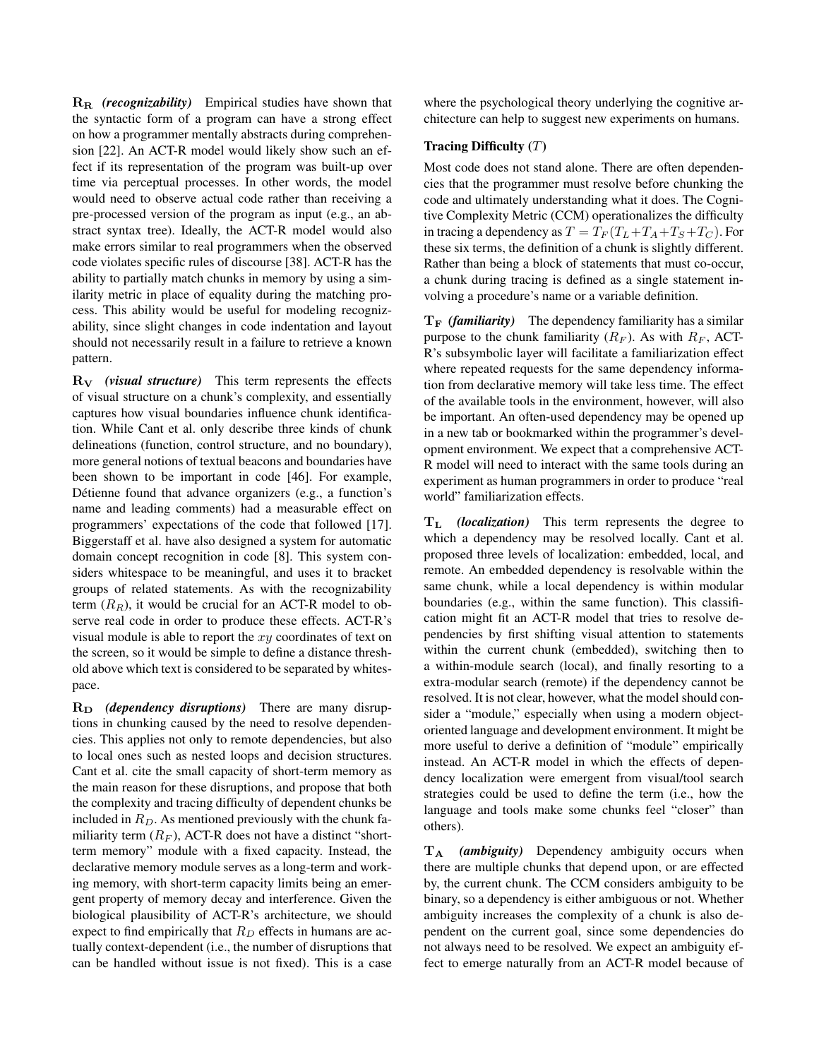$\mathbf{R_R}$ ***(recognizability)*** Empirical studies have shown that the syntactic form of a program can have a strong effect on how a programmer mentally abstracts during comprehension [22]. An ACT-R model would likely show such an effect if its representation of the program was built-up over time via perceptual processes. In other words, the model would need to observe actual code rather than receiving a pre-processed version of the program as input (e.g., an abstract syntax tree). Ideally, the ACT-R model would also make errors similar to real programmers when the observed code violates specific rules of discourse [38]. ACT-R has the ability to partially match chunks in memory by using a similarity metric in place of equality during the matching process. This ability would be useful for modeling recognizability, since slight changes in code indentation and layout should not necessarily result in a failure to retrieve a known pattern.

$\mathbf{R_V}$ ***(visual structure)*** This term represents the effects of visual structure on a chunk's complexity, and essentially captures how visual boundaries influence chunk identification. While Cant et al. only describe three kinds of chunk delineations (function, control structure, and no boundary), more general notions of textual beacons and boundaries have been shown to be important in code [46]. For example, Détienne found that advance organizers (e.g., a function's name and leading comments) had a measurable effect on programmers' expectations of the code that followed [17]. Biggerstaff et al. have also designed a system for automatic domain concept recognition in code [8]. This system considers whitespace to be meaningful, and uses it to bracket groups of related statements. As with the recognizability term ($R_R$), it would be crucial for an ACT-R model to observe real code in order to produce these effects. ACT-R's visual module is able to report the $xy$ coordinates of text on the screen, so it would be simple to define a distance threshold above which text is considered to be separated by whitespace.

$\mathbf{R_D}$ ***(dependency disruptions)*** There are many disruptions in chunking caused by the need to resolve dependencies. This applies not only to remote dependencies, but also to local ones such as nested loops and decision structures. Cant et al. cite the small capacity of short-term memory as the main reason for these disruptions, and propose that both the complexity and tracing difficulty of dependent chunks be included in $R_D$. As mentioned previously with the chunk familiarity term ($R_F$), ACT-R does not have a distinct "short-term memory" module with a fixed capacity. Instead, the declarative memory module serves as a long-term and working memory, with short-term capacity limits being an emergent property of memory decay and interference. Given the biological plausibility of ACT-R's architecture, we should expect to find empirically that $R_D$ effects in humans are actually context-dependent (i.e., the number of disruptions that can be handled without issue is not fixed). This is a case where the psychological theory underlying the cognitive architecture can help to suggest new experiments on humans.

### Tracing Difficulty ($T$)

Most code does not stand alone. There are often dependencies that the programmer must resolve before chunking the code and ultimately understanding what it does. The Cognitive Complexity Metric (CCM) operationalizes the difficulty in tracing a dependency as $T = T_F(T_L + T_A + T_S + T_C)$. For these six terms, the definition of a chunk is slightly different. Rather than being a block of statements that must co-occur, a chunk during tracing is defined as a single statement involving a procedure's name or a variable definition.

$\mathbf{T_F}$ ***(familiarity)*** The dependency familiarity has a similar purpose to the chunk familiarity ($R_F$). As with $R_F$, ACT-R's subsymbolic layer will facilitate a familiarization effect where repeated requests for the same dependency information from declarative memory will take less time. The effect of the available tools in the environment, however, will also be important. An often-used dependency may be opened up in a new tab or bookmarked within the programmer's development environment. We expect that a comprehensive ACT-R model will need to interact with the same tools during an experiment as human programmers in order to produce "real world" familiarization effects.

$\mathbf{T_L}$ ***(localization)*** This term represents the degree to which a dependency may be resolved locally. Cant et al. proposed three levels of localization: embedded, local, and remote. An embedded dependency is resolvable within the same chunk, while a local dependency is within modular boundaries (e.g., within the same function). This classification might fit an ACT-R model that tries to resolve dependencies by first shifting visual attention to statements within the current chunk (embedded), switching then to a within-module search (local), and finally resorting to a extra-modular search (remote) if the dependency cannot be resolved. It is not clear, however, what the model should consider a "module," especially when using a modern object-oriented language and development environment. It might be more useful to derive a definition of "module" empirically instead. An ACT-R model in which the effects of dependency localization were emergent from visual/tool search strategies could be used to define the term (i.e., how the language and tools make some chunks feel "closer" than others).

$\mathbf{T_A}$ ***(ambiguity)*** Dependency ambiguity occurs when there are multiple chunks that depend upon, or are effected by, the current chunk. The CCM considers ambiguity to be binary, so a dependency is either ambiguous or not. Whether ambiguity increases the complexity of a chunk is also dependent on the current goal, since some dependencies do not always need to be resolved. We expect an ambiguity effect to emerge naturally from an ACT-R model because of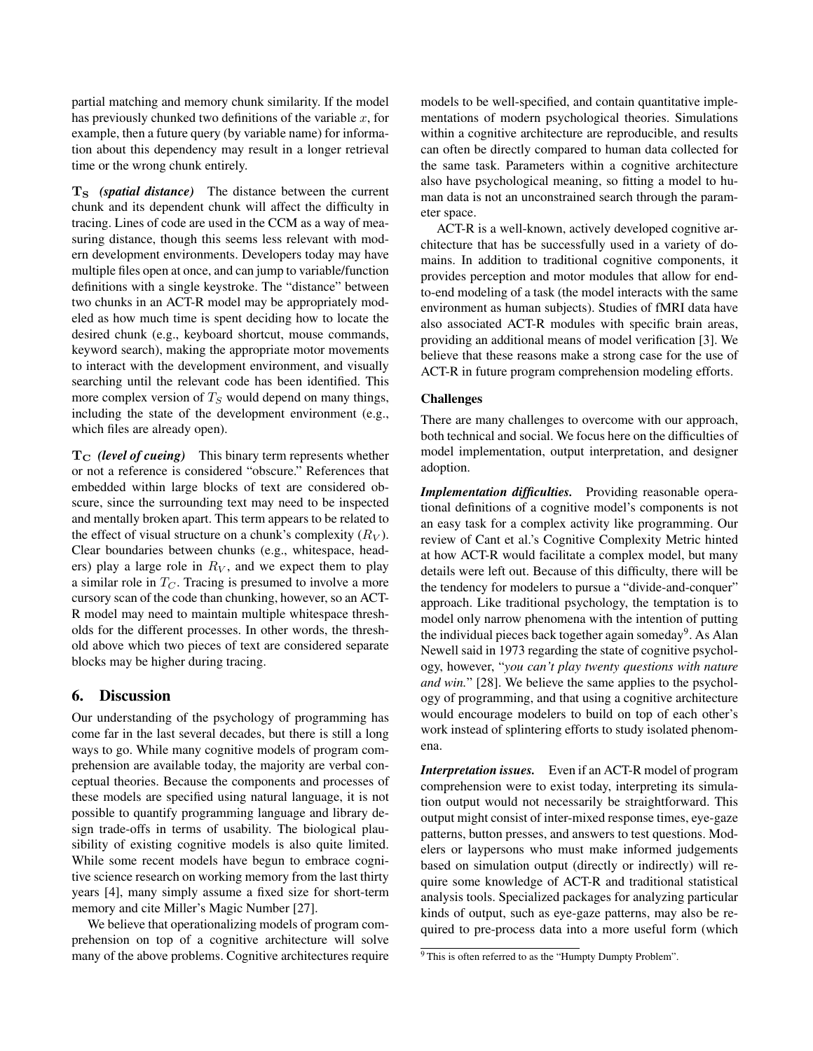partial matching and memory chunk similarity. If the model has previously chunked two definitions of the variable $x$, for example, then a future query (by variable name) for information about this dependency may result in a longer retrieval time or the wrong chunk entirely.

$\mathbf{T_S}$ ***(spatial distance)*** The distance between the current chunk and its dependent chunk will affect the difficulty in tracing. Lines of code are used in the CCM as a way of measuring distance, though this seems less relevant with modern development environments. Developers today may have multiple files open at once, and can jump to variable/function definitions with a single keystroke. The "distance" between two chunks in an ACT-R model may be appropriately modeled as how much time is spent deciding how to locate the desired chunk (e.g., keyboard shortcut, mouse commands, keyword search), making the appropriate motor movements to interact with the development environment, and visually searching until the relevant code has been identified. This more complex version of $T_S$ would depend on many things, including the state of the development environment (e.g., which files are already open).

$\mathbf{T_C}$ ***(level of cueing)*** This binary term represents whether or not a reference is considered "obscure." References that embedded within large blocks of text are considered obscure, since the surrounding text may need to be inspected and mentally broken apart. This term appears to be related to the effect of visual structure on a chunk's complexity ($R_V$). Clear boundaries between chunks (e.g., whitespace, headers) play a large role in $R_V$, and we expect them to play a similar role in $T_C$. Tracing is presumed to involve a more cursory scan of the code than chunking, however, so an ACT-R model may need to maintain multiple whitespace thresholds for the different processes. In other words, the threshold above which two pieces of text are considered separate blocks may be higher during tracing.

## 6. Discussion

Our understanding of the psychology of programming has come far in the last several decades, but there is still a long ways to go. While many cognitive models of program comprehension are available today, the majority are verbal conceptual theories. Because the components and processes of these models are specified using natural language, it is not possible to quantify programming language and library design trade-offs in terms of usability. The biological plausibility of existing cognitive models is also quite limited. While some recent models have begun to embrace cognitive science research on working memory from the last thirty years [4], many simply assume a fixed size for short-term memory and cite Miller's Magic Number [27].

We believe that operationalizing models of program comprehension on top of a cognitive architecture will solve many of the above problems. Cognitive architectures require models to be well-specified, and contain quantitative implementations of modern psychological theories. Simulations within a cognitive architecture are reproducible, and results can often be directly compared to human data collected for the same task. Parameters within a cognitive architecture also have psychological meaning, so fitting a model to human data is not an unconstrained search through the parameter space.

ACT-R is a well-known, actively developed cognitive architecture that has be successfully used in a variety of domains. In addition to traditional cognitive components, it provides perception and motor modules that allow for end-to-end modeling of a task (the model interacts with the same environment as human subjects). Studies of fMRI data have also associated ACT-R modules with specific brain areas, providing an additional means of model verification [3]. We believe that these reasons make a strong case for the use of ACT-R in future program comprehension modeling efforts.

### Challenges

There are many challenges to overcome with our approach, both technical and social. We focus here on the difficulties of model implementation, output interpretation, and designer adoption.

***Implementation difficulties.*** Providing reasonable operational definitions of a cognitive model's components is not an easy task for a complex activity like programming. Our review of Cant et al.'s Cognitive Complexity Metric hinted at how ACT-R would facilitate a complex model, but many details were left out. Because of this difficulty, there will be the tendency for modelers to pursue a "divide-and-conquer" approach. Like traditional psychology, the temptation is to model only narrow phenomena with the intention of putting the individual pieces back together again someday[9]. As Alan Newell said in 1973 regarding the state of cognitive psychology, however, "*you can't play twenty questions with nature and win.*" [28]. We believe the same applies to the psychology of programming, and that using a cognitive architecture would encourage modelers to build on top of each other's work instead of splintering efforts to study isolated phenomena.

***Interpretation issues.*** Even if an ACT-R model of program comprehension were to exist today, interpreting its simulation output would not necessarily be straightforward. This output might consist of inter-mixed response times, eye-gaze patterns, button presses, and answers to test questions. Modelers or laypersons who must make informed judgements based on simulation output (directly or indirectly) will require some knowledge of ACT-R and traditional statistical analysis tools. Specialized packages for analyzing particular kinds of output, such as eye-gaze patterns, may also be required to pre-process data into a more useful form (which

[9] This is often referred to as the "Humpty Dumpty Problem".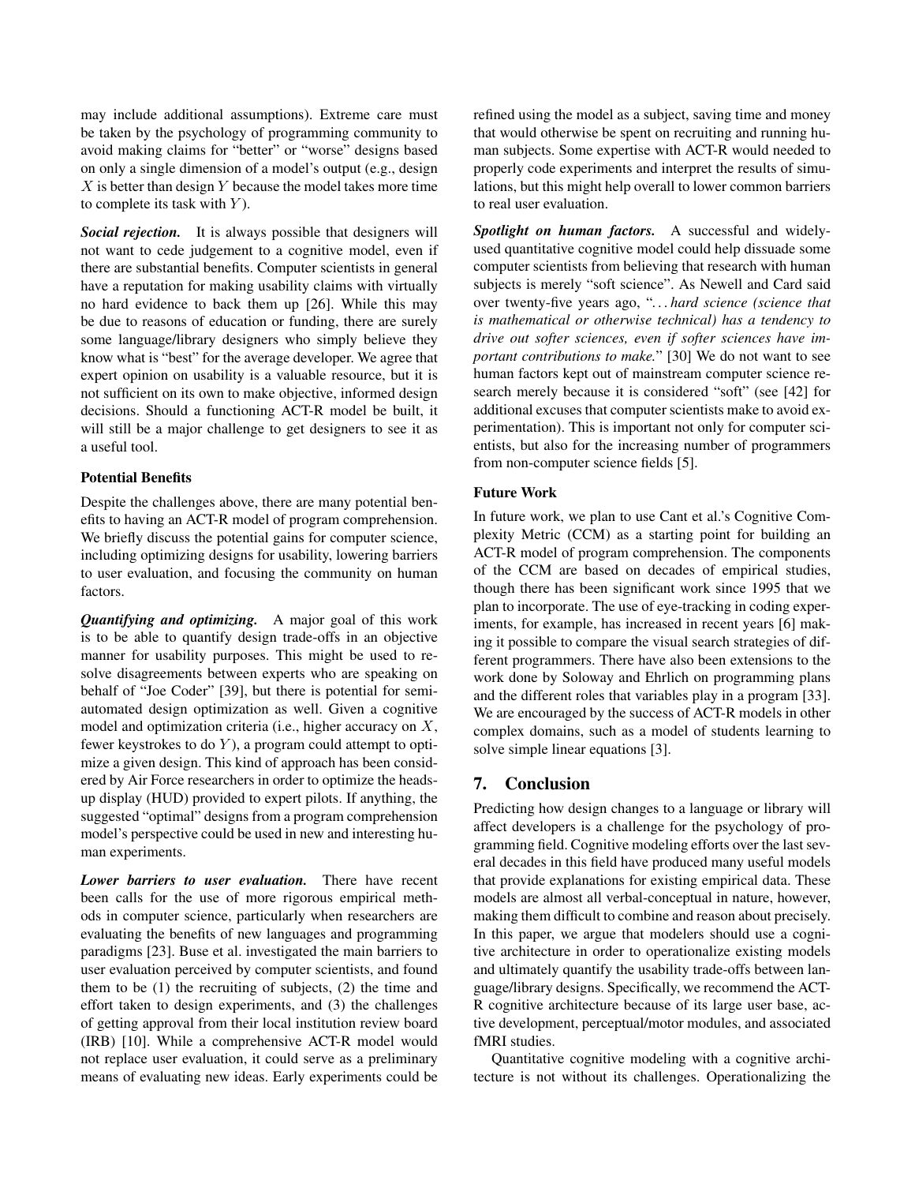may include additional assumptions). Extreme care must be taken by the psychology of programming community to avoid making claims for "better" or "worse" designs based on only a single dimension of a model's output (e.g., design $X$ is better than design $Y$ because the model takes more time to complete its task with $Y$).

***Social rejection.*** It is always possible that designers will not want to cede judgement to a cognitive model, even if there are substantial benefits. Computer scientists in general have a reputation for making usability claims with virtually no hard evidence to back them up [26]. While this may be due to reasons of education or funding, there are surely some language/library designers who simply believe they know what is "best" for the average developer. We agree that expert opinion on usability is a valuable resource, but it is not sufficient on its own to make objective, informed design decisions. Should a functioning ACT-R model be built, it will still be a major challenge to get designers to see it as a useful tool.

### Potential Benefits

Despite the challenges above, there are many potential benefits to having an ACT-R model of program comprehension. We briefly discuss the potential gains for computer science, including optimizing designs for usability, lowering barriers to user evaluation, and focusing the community on human factors.

***Quantifying and optimizing.*** A major goal of this work is to be able to quantify design trade-offs in an objective manner for usability purposes. This might be used to resolve disagreements between experts who are speaking on behalf of "Joe Coder" [39], but there is potential for semi-automated design optimization as well. Given a cognitive model and optimization criteria (i.e., higher accuracy on $X$, fewer keystrokes to do $Y$), a program could attempt to optimize a given design. This kind of approach has been considered by Air Force researchers in order to optimize the heads-up display (HUD) provided to expert pilots. If anything, the suggested "optimal" designs from a program comprehension model's perspective could be used in new and interesting human experiments.

***Lower barriers to user evaluation.*** There have recent been calls for the use of more rigorous empirical methods in computer science, particularly when researchers are evaluating the benefits of new languages and programming paradigms [23]. Buse et al. investigated the main barriers to user evaluation perceived by computer scientists, and found them to be (1) the recruiting of subjects, (2) the time and effort taken to design experiments, and (3) the challenges of getting approval from their local institution review board (IRB) [10]. While a comprehensive ACT-R model would not replace user evaluation, it could serve as a preliminary means of evaluating new ideas. Early experiments could be refined using the model as a subject, saving time and money that would otherwise be spent on recruiting and running human subjects. Some expertise with ACT-R would needed to properly code experiments and interpret the results of simulations, but this might help overall to lower common barriers to real user evaluation.

***Spotlight on human factors.*** A successful and widely-used quantitative cognitive model could help dissuade some computer scientists from believing that research with human subjects is merely "soft science". As Newell and Card said over twenty-five years ago, "*. . . hard science (science that is mathematical or otherwise technical) has a tendency to drive out softer sciences, even if softer sciences have important contributions to make.*" [30] We do not want to see human factors kept out of mainstream computer science research merely because it is considered "soft" (see [42] for additional excuses that computer scientists make to avoid experimentation). This is important not only for computer scientists, but also for the increasing number of programmers from non-computer science fields [5].

### Future Work

In future work, we plan to use Cant et al.'s Cognitive Complexity Metric (CCM) as a starting point for building an ACT-R model of program comprehension. The components of the CCM are based on decades of empirical studies, though there has been significant work since 1995 that we plan to incorporate. The use of eye-tracking in coding experiments, for example, has increased in recent years [6] making it possible to compare the visual search strategies of different programmers. There have also been extensions to the work done by Soloway and Ehrlich on programming plans and the different roles that variables play in a program [33]. We are encouraged by the success of ACT-R models in other complex domains, such as a model of students learning to solve simple linear equations [3].

## 7. Conclusion

Predicting how design changes to a language or library will affect developers is a challenge for the psychology of programming field. Cognitive modeling efforts over the last several decades in this field have produced many useful models that provide explanations for existing empirical data. These models are almost all verbal-conceptual in nature, however, making them difficult to combine and reason about precisely. In this paper, we argue that modelers should use a cognitive architecture in order to operationalize existing models and ultimately quantify the usability trade-offs between language/library designs. Specifically, we recommend the ACT-R cognitive architecture because of its large user base, active development, perceptual/motor modules, and associated fMRI studies.

Quantitative cognitive modeling with a cognitive architecture is not without its challenges. Operationalizing the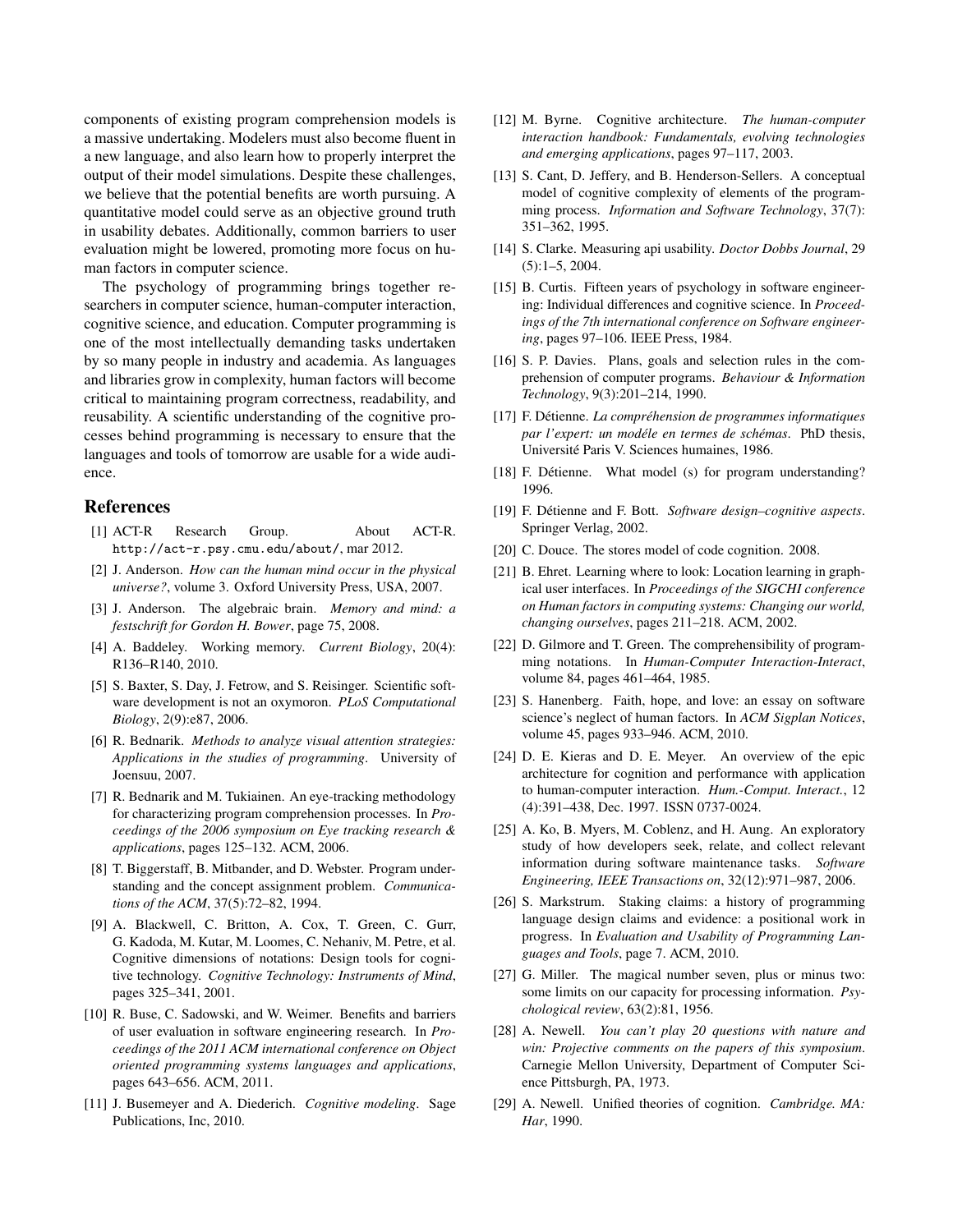components of existing program comprehension models is a massive undertaking. Modelers must also become fluent in a new language, and also learn how to properly interpret the output of their model simulations. Despite these challenges, we believe that the potential benefits are worth pursuing. A quantitative model could serve as an objective ground truth in usability debates. Additionally, common barriers to user evaluation might be lowered, promoting more focus on human factors in computer science.

The psychology of programming brings together researchers in computer science, human-computer interaction, cognitive science, and education. Computer programming is one of the most intellectually demanding tasks undertaken by so many people in industry and academia. As languages and libraries grow in complexity, human factors will become critical to maintaining program correctness, readability, and reusability. A scientific understanding of the cognitive processes behind programming is necessary to ensure that the languages and tools of tomorrow are usable for a wide audience.

## References

[1] ACT-R Research Group. About ACT-R. `http://act-r.psy.cmu.edu/about/`, mar 2012.

[2] J. Anderson. *How can the human mind occur in the physical universe?*, volume 3. Oxford University Press, USA, 2007.

[3] J. Anderson. The algebraic brain. *Memory and mind: a festschrift for Gordon H. Bower*, page 75, 2008.

[4] A. Baddeley. Working memory. *Current Biology*, 20(4): R136–R140, 2010.

[5] S. Baxter, S. Day, J. Fetrow, and S. Reisinger. Scientific software development is not an oxymoron. *PLoS Computational Biology*, 2(9):e87, 2006.

[6] R. Bednarik. *Methods to analyze visual attention strategies: Applications in the studies of programming*. University of Joensuu, 2007.

[7] R. Bednarik and M. Tukiainen. An eye-tracking methodology for characterizing program comprehension processes. In *Proceedings of the 2006 symposium on Eye tracking research & applications*, pages 125–132. ACM, 2006.

[8] T. Biggerstaff, B. Mitbander, and D. Webster. Program understanding and the concept assignment problem. *Communications of the ACM*, 37(5):72–82, 1994.

[9] A. Blackwell, C. Britton, A. Cox, T. Green, C. Gurr, G. Kadoda, M. Kutar, M. Loomes, C. Nehaniv, M. Petre, et al. Cognitive dimensions of notations: Design tools for cognitive technology. *Cognitive Technology: Instruments of Mind*, pages 325–341, 2001.

[10] R. Buse, C. Sadowski, and W. Weimer. Benefits and barriers of user evaluation in software engineering research. In *Proceedings of the 2011 ACM international conference on Object oriented programming systems languages and applications*, pages 643–656. ACM, 2011.

[11] J. Busemeyer and A. Diederich. *Cognitive modeling*. Sage Publications, Inc, 2010.

[12] M. Byrne. Cognitive architecture. *The human-computer interaction handbook: Fundamentals, evolving technologies and emerging applications*, pages 97–117, 2003.

[13] S. Cant, D. Jeffery, and B. Henderson-Sellers. A conceptual model of cognitive complexity of elements of the programming process. *Information and Software Technology*, 37(7): 351–362, 1995.

[14] S. Clarke. Measuring api usability. *Doctor Dobbs Journal*, 29 (5):1–5, 2004.

[15] B. Curtis. Fifteen years of psychology in software engineering: Individual differences and cognitive science. In *Proceedings of the 7th international conference on Software engineering*, pages 97–106. IEEE Press, 1984.

[16] S. P. Davies. Plans, goals and selection rules in the comprehension of computer programs. *Behaviour & Information Technology*, 9(3):201–214, 1990.

[17] F. Détienne. *La compréhension de programmes informatiques par l'expert: un modéle en termes de schémas*. PhD thesis, Université Paris V. Sciences humaines, 1986.

[18] F. Détienne. What model (s) for program understanding? 1996.

[19] F. Détienne and F. Bott. *Software design–cognitive aspects*. Springer Verlag, 2002.

[20] C. Douce. The stores model of code cognition. 2008.

[21] B. Ehret. Learning where to look: Location learning in graphical user interfaces. In *Proceedings of the SIGCHI conference on Human factors in computing systems: Changing our world, changing ourselves*, pages 211–218. ACM, 2002.

[22] D. Gilmore and T. Green. The comprehensibility of programming notations. In *Human-Computer Interaction-Interact*, volume 84, pages 461–464, 1985.

[23] S. Hanenberg. Faith, hope, and love: an essay on software science's neglect of human factors. In *ACM Sigplan Notices*, volume 45, pages 933–946. ACM, 2010.

[24] D. E. Kieras and D. E. Meyer. An overview of the epic architecture for cognition and performance with application to human-computer interaction. *Hum.-Comput. Interact.*, 12 (4):391–438, Dec. 1997. ISSN 0737-0024.

[25] A. Ko, B. Myers, M. Coblenz, and H. Aung. An exploratory study of how developers seek, relate, and collect relevant information during software maintenance tasks. *Software Engineering, IEEE Transactions on*, 32(12):971–987, 2006.

[26] S. Markstrum. Staking claims: a history of programming language design claims and evidence: a positional work in progress. In *Evaluation and Usability of Programming Languages and Tools*, page 7. ACM, 2010.

[27] G. Miller. The magical number seven, plus or minus two: some limits on our capacity for processing information. *Psychological review*, 63(2):81, 1956.

[28] A. Newell. *You can't play 20 questions with nature and win: Projective comments on the papers of this symposium*. Carnegie Mellon University, Department of Computer Science Pittsburgh, PA, 1973.

[29] A. Newell. Unified theories of cognition. *Cambridge. MA: Har*, 1990.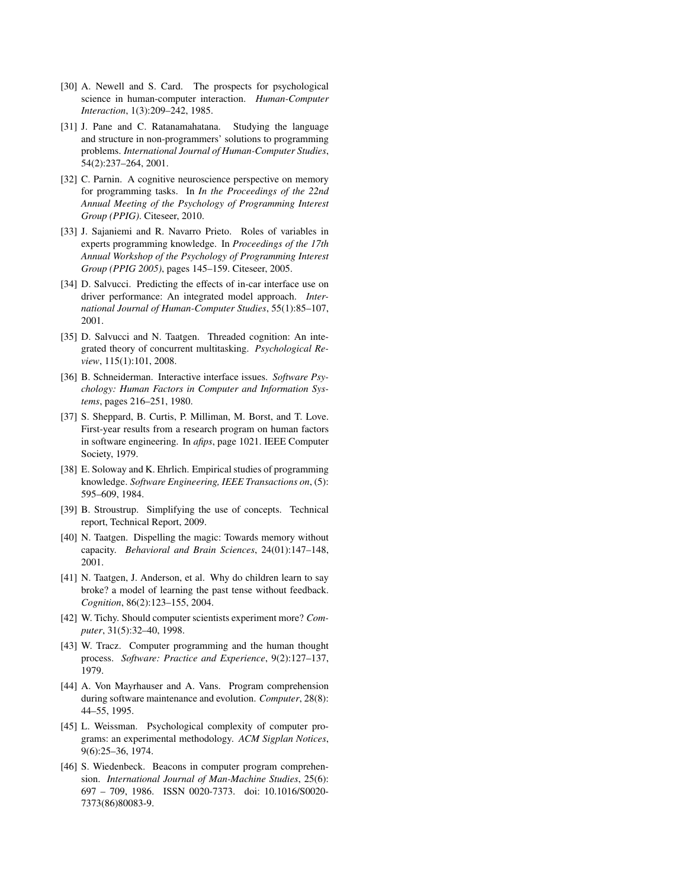[30] A. Newell and S. Card. The prospects for psychological science in human-computer interaction. *Human-Computer Interaction*, 1(3):209–242, 1985.

[31] J. Pane and C. Ratanamahatana. Studying the language and structure in non-programmers' solutions to programming problems. *International Journal of Human-Computer Studies*, 54(2):237–264, 2001.

[32] C. Parnin. A cognitive neuroscience perspective on memory for programming tasks. In *In the Proceedings of the 22nd Annual Meeting of the Psychology of Programming Interest Group (PPIG)*. Citeseer, 2010.

[33] J. Sajaniemi and R. Navarro Prieto. Roles of variables in experts programming knowledge. In *Proceedings of the 17th Annual Workshop of the Psychology of Programming Interest Group (PPIG 2005)*, pages 145–159. Citeseer, 2005.

[34] D. Salvucci. Predicting the effects of in-car interface use on driver performance: An integrated model approach. *International Journal of Human-Computer Studies*, 55(1):85–107, 2001.

[35] D. Salvucci and N. Taatgen. Threaded cognition: An integrated theory of concurrent multitasking. *Psychological Review*, 115(1):101, 2008.

[36] B. Schneiderman. Interactive interface issues. *Software Psychology: Human Factors in Computer and Information Systems*, pages 216–251, 1980.

[37] S. Sheppard, B. Curtis, P. Milliman, M. Borst, and T. Love. First-year results from a research program on human factors in software engineering. In *afips*, page 1021. IEEE Computer Society, 1979.

[38] E. Soloway and K. Ehrlich. Empirical studies of programming knowledge. *Software Engineering, IEEE Transactions on*, (5): 595–609, 1984.

[39] B. Stroustrup. Simplifying the use of concepts. Technical report, Technical Report, 2009.

[40] N. Taatgen. Dispelling the magic: Towards memory without capacity. *Behavioral and Brain Sciences*, 24(01):147–148, 2001.

[41] N. Taatgen, J. Anderson, et al. Why do children learn to say broke? a model of learning the past tense without feedback. *Cognition*, 86(2):123–155, 2004.

[42] W. Tichy. Should computer scientists experiment more? *Computer*, 31(5):32–40, 1998.

[43] W. Tracz. Computer programming and the human thought process. *Software: Practice and Experience*, 9(2):127–137, 1979.

[44] A. Von Mayrhauser and A. Vans. Program comprehension during software maintenance and evolution. *Computer*, 28(8): 44–55, 1995.

[45] L. Weissman. Psychological complexity of computer programs: an experimental methodology. *ACM Sigplan Notices*, 9(6):25–36, 1974.

[46] S. Wiedenbeck. Beacons in computer program comprehension. *International Journal of Man-Machine Studies*, 25(6): 697 – 709, 1986. ISSN 0020-7373. doi: 10.1016/S0020-7373(86)80083-9.